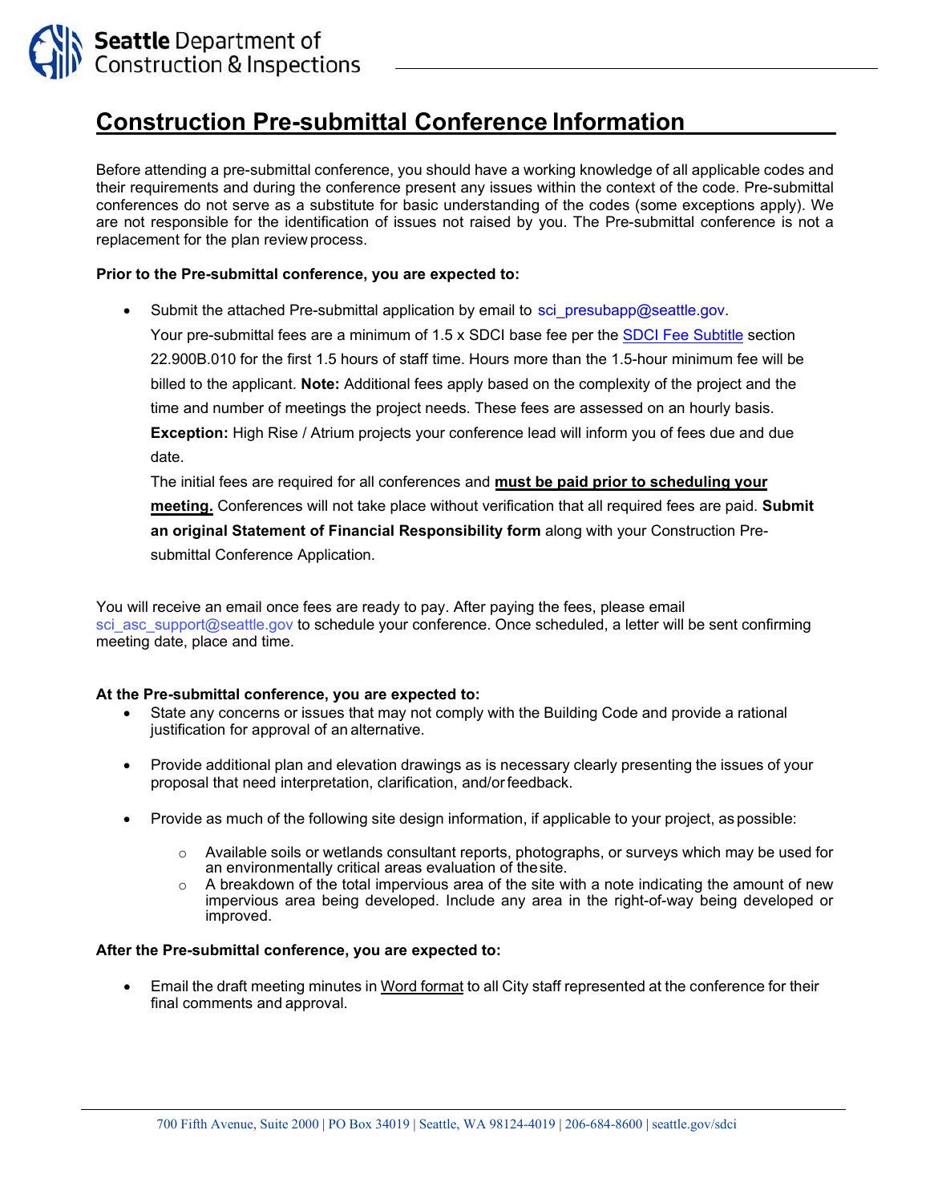# Construction Pre-submittal Conference Information

Before attending a pre-submittal conference, you should have a working knowledge of all applicable codes and their requirements and during the conference present any issues within the context of the code. Pre-submittal conferences do not serve as a substitute for basic understanding of the codes (some exceptions apply). We are not responsible for the identification of issues not raised by you. The Pre-submittal conference is not a replacement for the plan review process.

**Prior to the Pre-submittal conference, you are expected to:**

- Submit the attached Pre-submittal application by email to sci_presubapp@seattle.gov.

  Your pre-submittal fees are a minimum of 1.5 x SDCI base fee per the SDCI Fee Subtitle section 22.900B.010 for the first 1.5 hours of staff time. Hours more than the 1.5-hour minimum fee will be billed to the applicant. **Note:** Additional fees apply based on the complexity of the project and the time and number of meetings the project needs. These fees are assessed on an hourly basis.

  **Exception:** High Rise / Atrium projects your conference lead will inform you of fees due and due date.

  The initial fees are required for all conferences and **must be paid prior to scheduling your meeting.** Conferences will not take place without verification that all required fees are paid. **Submit an original Statement of Financial Responsibility form** along with your Construction Pre-submittal Conference Application.

You will receive an email once fees are ready to pay. After paying the fees, please email sci_asc_support@seattle.gov to schedule your conference. Once scheduled, a letter will be sent confirming meeting date, place and time.

**At the Pre-submittal conference, you are expected to:**

- State any concerns or issues that may not comply with the Building Code and provide a rational justification for approval of an alternative.
- Provide additional plan and elevation drawings as is necessary clearly presenting the issues of your proposal that need interpretation, clarification, and/or feedback.
- Provide as much of the following site design information, if applicable to your project, as possible:
  - Available soils or wetlands consultant reports, photographs, or surveys which may be used for an environmentally critical areas evaluation of the site.
  - A breakdown of the total impervious area of the site with a note indicating the amount of new impervious area being developed. Include any area in the right-of-way being developed or improved.

**After the Pre-submittal conference, you are expected to:**

- Email the draft meeting minutes in Word format to all City staff represented at the conference for their final comments and approval.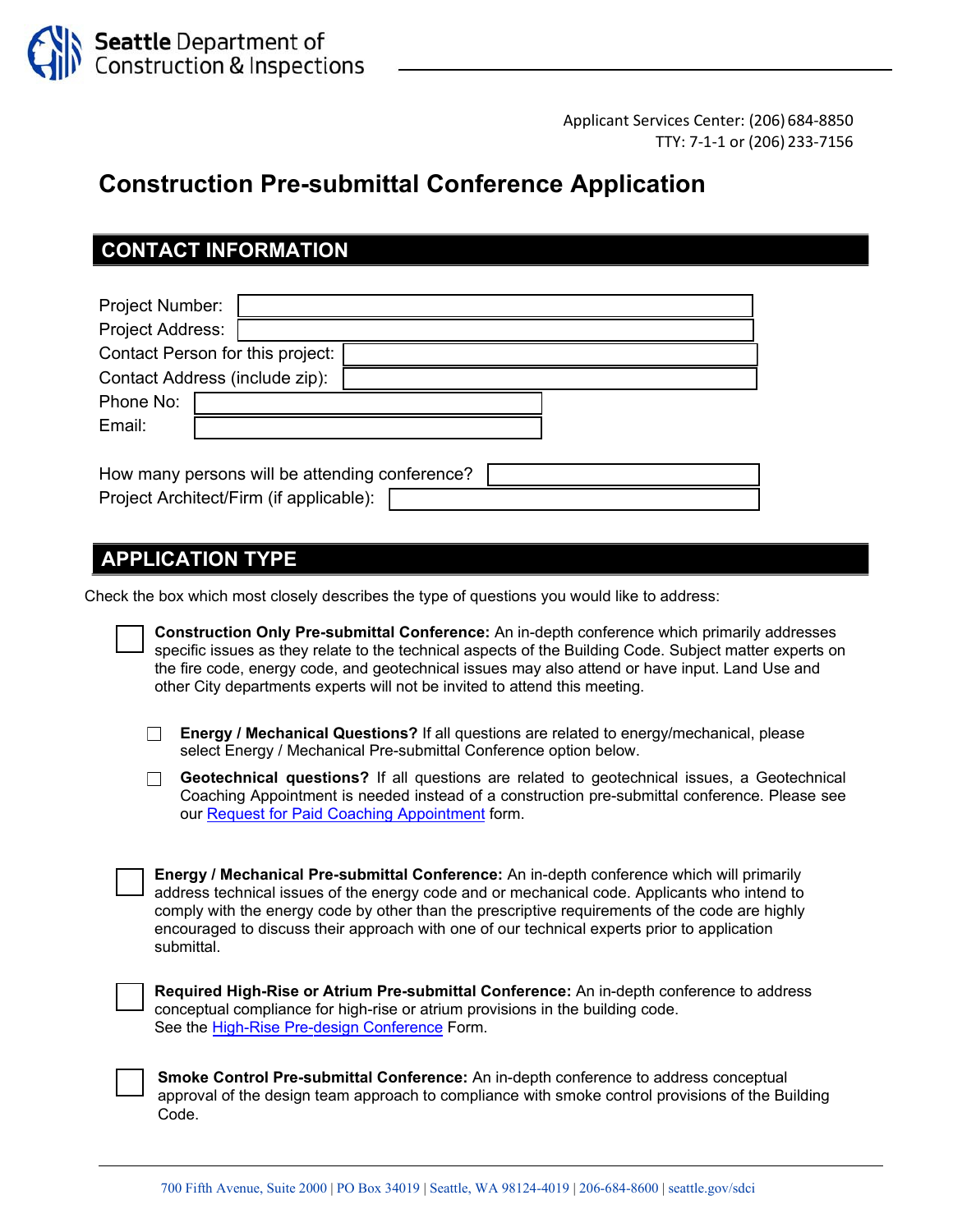# Construction Pre-submittal Conference Application

Applicant Services Center: (206) 684-8850
TTY: 7-1-1 or (206) 233-7156

## CONTACT INFORMATION

Project Number:

Project Address:

Contact Person for this project:

Contact Address (include zip):

Phone No:

Email:

How many persons will be attending conference?

Project Architect/Firm (if applicable):

## APPLICATION TYPE

Check the box which most closely describes the type of questions you would like to address:

☐ **Construction Only Pre-submittal Conference:** An in-depth conference which primarily addresses specific issues as they relate to the technical aspects of the Building Code. Subject matter experts on the fire code, energy code, and geotechnical issues may also attend or have input. Land Use and other City departments experts will not be invited to attend this meeting.

- ☐ **Energy / Mechanical Questions?** If all questions are related to energy/mechanical, please select Energy / Mechanical Pre-submittal Conference option below.
- ☐ **Geotechnical questions?** If all questions are related to geotechnical issues, a Geotechnical Coaching Appointment is needed instead of a construction pre-submittal conference. Please see our Request for Paid Coaching Appointment form.

☐ **Energy / Mechanical Pre-submittal Conference:** An in-depth conference which will primarily address technical issues of the energy code and or mechanical code. Applicants who intend to comply with the energy code by other than the prescriptive requirements of the code are highly encouraged to discuss their approach with one of our technical experts prior to application submittal.

☐ **Required High-Rise or Atrium Pre-submittal Conference:** An in-depth conference to address conceptual compliance for high-rise or atrium provisions in the building code.
See the High-Rise Pre-design Conference Form.

☐ **Smoke Control Pre-submittal Conference:** An in-depth conference to address conceptual approval of the design team approach to compliance with smoke control provisions of the Building Code.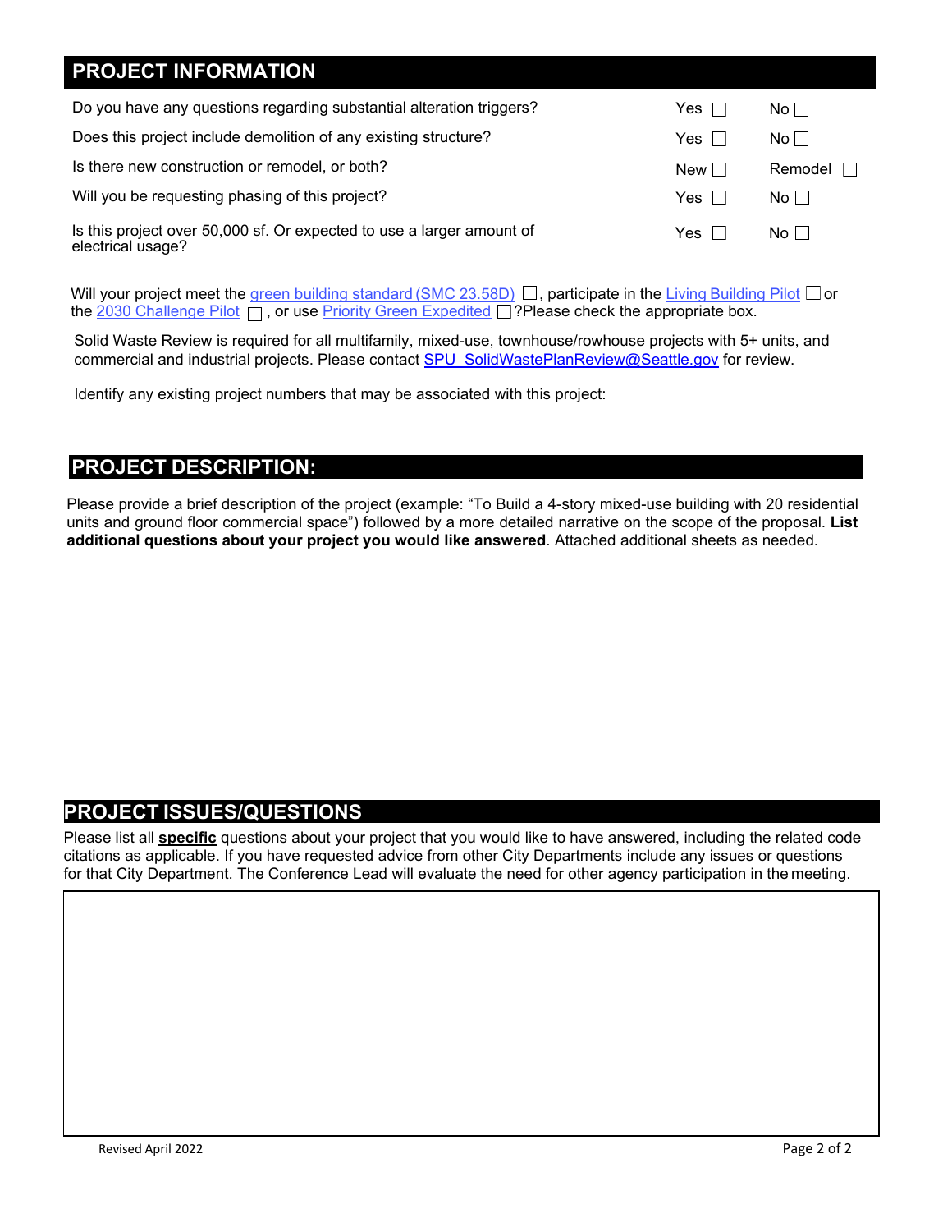## PROJECT INFORMATION

| | | |
|---|---|---|
| Do you have any questions regarding substantial alteration triggers? | Yes ☐ | No ☐ |
| Does this project include demolition of any existing structure? | Yes ☐ | No ☐ |
| Is there new construction or remodel, or both? | New ☐ | Remodel ☐ |
| Will you be requesting phasing of this project? | Yes ☐ | No ☐ |
| Is this project over 50,000 sf. Or expected to use a larger amount of electrical usage? | Yes ☐ | No ☐ |

Will your project meet the green building standard (SMC 23.58D) ☐, participate in the Living Building Pilot ☐ or the 2030 Challenge Pilot ☐, or use Priority Green Expedited ☐?Please check the appropriate box.

Solid Waste Review is required for all multifamily, mixed-use, townhouse/rowhouse projects with 5+ units, and commercial and industrial projects. Please contact SPU_SolidWastePlanReview@Seattle.gov for review.

Identify any existing project numbers that may be associated with this project:

## PROJECT DESCRIPTION:

Please provide a brief description of the project (example: "To Build a 4-story mixed-use building with 20 residential units and ground floor commercial space") followed by a more detailed narrative on the scope of the proposal. **List additional questions about your project you would like answered**. Attached additional sheets as needed.

## PROJECT ISSUES/QUESTIONS

Please list all **specific** questions about your project that you would like to have answered, including the related code citations as applicable. If you have requested advice from other City Departments include any issues or questions for that City Department. The Conference Lead will evaluate the need for other agency participation in the meeting.

Revised April 2022